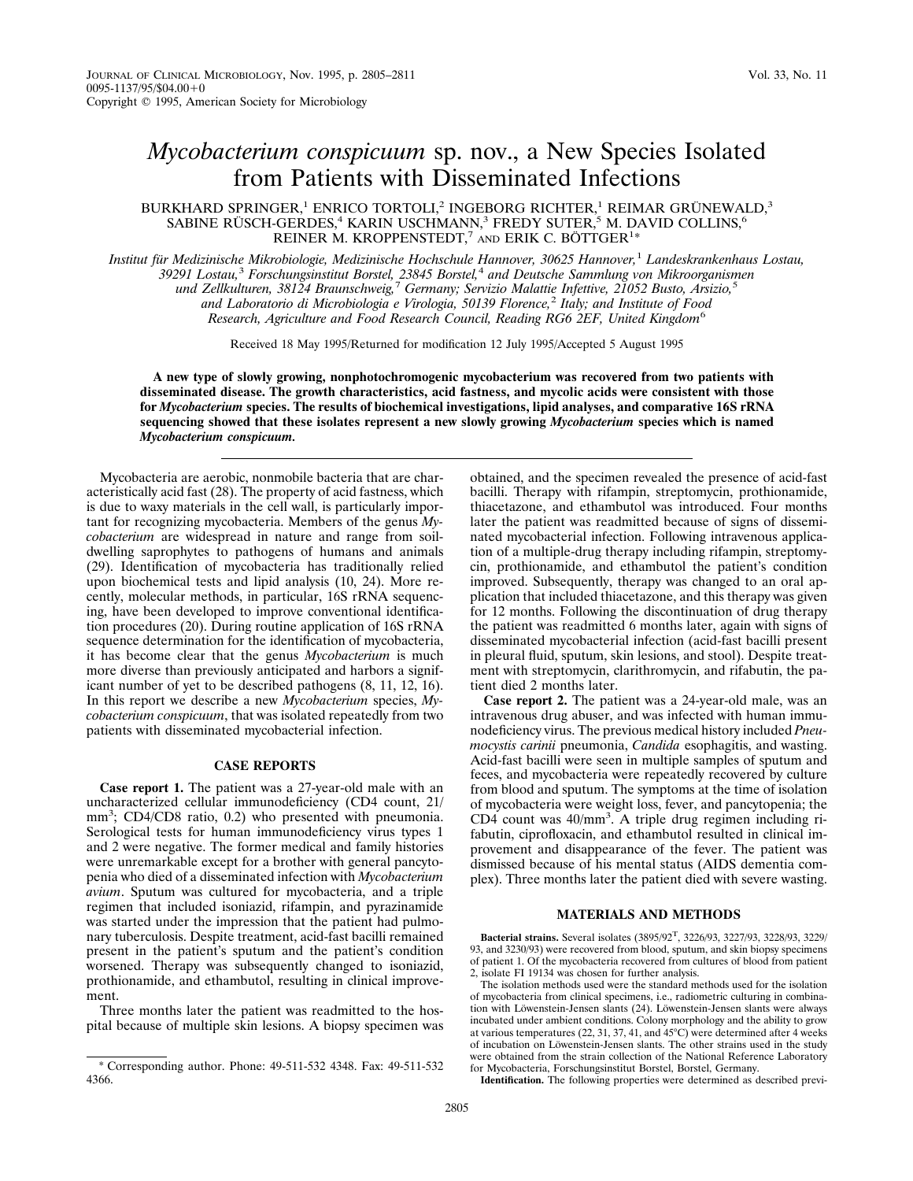# *Mycobacterium conspicuum* sp. nov., a New Species Isolated from Patients with Disseminated Infections

BURKHARD SPRINGER,[1] ENRICO TORTOLI,[2] INGEBORG RICHTER,[1] REIMAR GRÜNEWALD,[3] SABINE RÜSCH-GERDES,[4] KARIN USCHMANN,[3] FREDY SUTER,[5] M. DAVID COLLINS,[6] REINER M. KROPPENSTEDT,[7] AND ERIK C. BÖTTGER[1]*

*Institut für Medizinische Mikrobiologie, Medizinische Hochschule Hannover, 30625 Hannover,[1] Landeskrankenhaus Lostau, 39291 Lostau,[3] Forschungsinstitut Borstel, 23845 Borstel,[4] and Deutsche Sammlung von Mikroorganismen und Zellkulturen, 38124 Braunschweig,[7] Germany; Servizio Malattie Infettive, 21052 Busto, Arsizio,[5] and Laboratorio di Microbiologia e Virologia, 50139 Florence,[2] Italy; and Institute of Food Research, Agriculture and Food Research Council, Reading RG6 2EF, United Kingdom[6]*

Received 18 May 1995/Returned for modification 12 July 1995/Accepted 5 August 1995

**A new type of slowly growing, nonphotochromogenic mycobacterium was recovered from two patients with disseminated disease. The growth characteristics, acid fastness, and mycolic acids were consistent with those for *Mycobacterium* species. The results of biochemical investigations, lipid analyses, and comparative 16S rRNA sequencing showed that these isolates represent a new slowly growing *Mycobacterium* species which is named *Mycobacterium conspicuum*.**

Mycobacteria are aerobic, nonmobile bacteria that are characteristically acid fast (28). The property of acid fastness, which is due to waxy materials in the cell wall, is particularly important for recognizing mycobacteria. Members of the genus *Mycobacterium* are widespread in nature and range from soil-dwelling saprophytes to pathogens of humans and animals (29). Identification of mycobacteria has traditionally relied upon biochemical tests and lipid analysis (10, 24). More recently, molecular methods, in particular, 16S rRNA sequencing, have been developed to improve conventional identification procedures (20). During routine application of 16S rRNA sequence determination for the identification of mycobacteria, it has become clear that the genus *Mycobacterium* is much more diverse than previously anticipated and harbors a significant number of yet to be described pathogens (8, 11, 12, 16). In this report we describe a new *Mycobacterium* species, *Mycobacterium conspicuum*, that was isolated repeatedly from two patients with disseminated mycobacterial infection.

## CASE REPORTS

**Case report 1.** The patient was a 27-year-old male with an uncharacterized cellular immunodeficiency (CD4 count, 21/mm$^3$; CD4/CD8 ratio, 0.2) who presented with pneumonia. Serological tests for human immunodeficiency virus types 1 and 2 were negative. The former medical and family histories were unremarkable except for a brother with general pancytopenia who died of a disseminated infection with *Mycobacterium avium*. Sputum was cultured for mycobacteria, and a triple regimen that included isoniazid, rifampin, and pyrazinamide was started under the impression that the patient had pulmonary tuberculosis. Despite treatment, acid-fast bacilli remained present in the patient's sputum and the patient's condition worsened. Therapy was subsequently changed to isoniazid, prothionamide, and ethambutol, resulting in clinical improvement.

Three months later the patient was readmitted to the hospital because of multiple skin lesions. A biopsy specimen was obtained, and the specimen revealed the presence of acid-fast bacilli. Therapy with rifampin, streptomycin, prothionamide, thiacetazone, and ethambutol was introduced. Four months later the patient was readmitted because of signs of disseminated mycobacterial infection. Following intravenous application of a multiple-drug therapy including rifampin, streptomycin, prothionamide, and ethambutol the patient's condition improved. Subsequently, therapy was changed to an oral application that included thiacetazone, and this therapy was given for 12 months. Following the discontinuation of drug therapy the patient was readmitted 6 months later, again with signs of disseminated mycobacterial infection (acid-fast bacilli present in pleural fluid, sputum, skin lesions, and stool). Despite treatment with streptomycin, clarithromycin, and rifabutin, the patient died 2 months later.

**Case report 2.** The patient was a 24-year-old male, was an intravenous drug abuser, and was infected with human immunodeficiency virus. The previous medical history included *Pneumocystis carinii* pneumonia, *Candida* esophagitis, and wasting. Acid-fast bacilli were seen in multiple samples of sputum and feces, and mycobacteria were repeatedly recovered by culture from blood and sputum. The symptoms at the time of isolation of mycobacteria were weight loss, fever, and pancytopenia; the CD4 count was 40/mm$^3$. A triple drug regimen including rifabutin, ciprofloxacin, and ethambutol resulted in clinical improvement and disappearance of the fever. The patient was dismissed because of his mental status (AIDS dementia complex). Three months later the patient died with severe wasting.

## MATERIALS AND METHODS

**Bacterial strains.** Several isolates (3895/92$^T$, 3226/93, 3227/93, 3228/93, 3229/93, and 3230/93) were recovered from blood, sputum, and skin biopsy specimens of patient 1. Of the mycobacteria recovered from cultures of blood from patient 2, isolate FI 19134 was chosen for further analysis.

The isolation methods used were the standard methods used for the isolation of mycobacteria from clinical specimens, i.e., radiometric culturing in combination with Löwenstein-Jensen slants (24). Löwenstein-Jensen slants were always incubated under ambient conditions. Colony morphology and the ability to grow at various temperatures (22, 31, 37, 41, and 45°C) were determined after 4 weeks of incubation on Löwenstein-Jensen slants. The other strains used in the study were obtained from the strain collection of the National Reference Laboratory for Mycobacteria, Forschungsinstitut Borstel, Borstel, Germany.

**Identification.** The following properties were determined as described previ-

\* Corresponding author. Phone: 49-511-532 4348. Fax: 49-511-532 4366.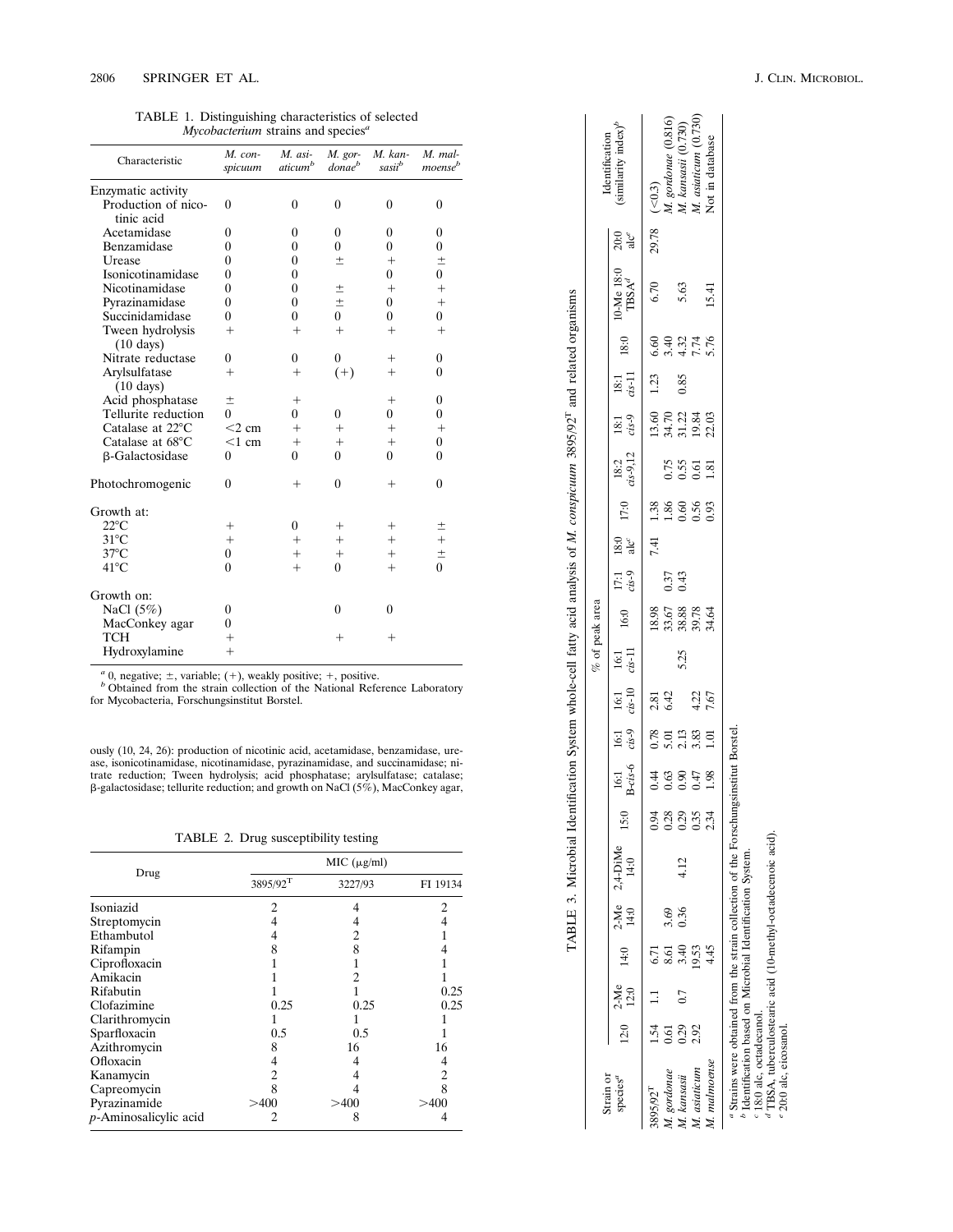TABLE 1. Distinguishing characteristics of selected *Mycobacterium* strains and species[a]

| Characteristic | *M. conspicuum* | *M. asiaticum*[b] | *M. gordonae*[b] | *M. kansasii*[b] | *M. malmoense*[b] |
|---|---|---|---|---|---|
| Enzymatic activity | | | | | |
| Production of nicotinic acid | 0 | 0 | 0 | 0 | 0 |
| Acetamidase | 0 | 0 | 0 | 0 | 0 |
| Benzamidase | 0 | 0 | 0 | 0 | 0 |
| Urease | 0 | 0 | ± | + | ± |
| Isonicotinamidase | 0 | 0 | | 0 | 0 |
| Nicotinamidase | 0 | 0 | ± | + | + |
| Pyrazinamidase | 0 | 0 | ± | 0 | + |
| Succinidamidase | 0 | 0 | 0 | 0 | 0 |
| Tween hydrolysis (10 days) | + | + | + | + | + |
| Nitrate reductase | 0 | 0 | 0 | + | 0 |
| Arylsulfatase (10 days) | + | + | (+) | + | 0 |
| Acid phosphatase | ± | + | | + | 0 |
| Tellurite reduction | 0 | 0 | 0 | 0 | 0 |
| Catalase at 22°C | <2 cm | + | + | + | + |
| Catalase at 68°C | <1 cm | + | + | + | 0 |
| β-Galactosidase | 0 | 0 | 0 | 0 | 0 |
| Photochromogenic | 0 | + | 0 | + | 0 |
| Growth at: | | | | | |
| 22°C | + | 0 | + | + | ± |
| 31°C | + | + | + | + | + |
| 37°C | 0 | + | + | + | ± |
| 41°C | 0 | + | 0 | + | 0 |
| Growth on: | | | | | |
| NaCl (5%) | 0 | | 0 | 0 | |
| MacConkey agar | 0 | | | | |
| TCH | + | | + | + | |
| Hydroxylamine | + | | | | |

[a] 0, negative; ±, variable; (+), weakly positive; +, positive.
[b] Obtained from the strain collection of the National Reference Laboratory for Mycobacteria, Forschungsinstitut Borstel.

ously (10, 24, 26): production of nicotinic acid, acetamidase, benzamidase, urease, isonicotinamidase, nicotinamidase, pyrazinamidase, and succinamidase; nitrate reduction; Tween hydrolysis; acid phosphatase; arylsulfatase; catalase; β-galactosidase; tellurite reduction; and growth on NaCl (5%), MacConkey agar,

TABLE 2. Drug susceptibility testing

| Drug | MIC (μg/ml) | | |
|---|---|---|---|
| | 3895/92[T] | 3227/93 | FI 19134 |
| Isoniazid | 2 | 4 | 2 |
| Streptomycin | 4 | 4 | 4 |
| Ethambutol | 4 | 2 | 1 |
| Rifampin | 8 | 8 | 4 |
| Ciprofloxacin | 1 | 1 | 1 |
| Amikacin | 1 | 2 | 1 |
| Rifabutin | 1 | 1 | 0.25 |
| Clofazimine | 0.25 | 0.25 | 0.25 |
| Clarithromycin | 1 | 1 | 1 |
| Sparfloxacin | 0.5 | 0.5 | 1 |
| Azithromycin | 8 | 16 | 16 |
| Ofloxacin | 4 | 4 | 4 |
| Kanamycin | 2 | 4 | 2 |
| Capreomycin | 8 | 4 | 8 |
| Pyrazinamide | >400 | >400 | >400 |
| *p*-Aminosalicylic acid | 2 | 8 | 4 |

TABLE 3. Microbial Identification System whole-cell fatty acid analysis of *M. conspicuum* 3895/92[T] and related organisms

| Strain or species[a] | % of peak area | | | | | | | | | | | | | | | | | | | | Identification (similarity index)[b] |
|---|---|---|---|---|---|---|---|---|---|---|---|---|---|---|---|---|---|---|---|---|---|
| | 12:0 | 2-Me 12:0 | 14:0 | 2-Me 14:0 | 2,4-DiMe 14:0 | 15:0 | 16:1 B-*cis*-6 | 16:1 *cis*-9 | 16:1 *cis*-10 | 16:1 *cis*-11 | 16:0 | 17:1 *cis*-9 | 18:0 alc[c] | 17:0 | 18:2 *cis*-9,12 | 18:1 *cis*-9 | 18:1 *cis*-11 | 18:0 | 10-Me 18:0 TBSA[d] | 20:0 alc[e] | |
| 3895/92[T] | 1.54 | 1.1 | 6.71 | | | 0.94 | 0.44 | 0.78 | 2.81 | | 18.98 | | 7.41 | 1.38 | | 13.60 | 1.23 | 6.60 | 6.70 | 29.78 | (<0.3) |
| *M. gordonae* | 0.61 | | 8.61 | 3.69 | | 0.28 | 0.63 | 5.01 | 6.42 | | 33.67 | 0.37 | | 1.86 | 0.75 | 34.70 | | 3.40 | | | *M. gordonae* (0.816) |
| *M. kansasii* | 0.29 | 0.7 | 3.40 | 0.36 | 4.12 | 0.29 | 0.90 | 2.13 | | 5.25 | 38.88 | 0.43 | | 0.60 | 0.55 | 31.22 | 0.85 | 4.32 | 5.63 | | *M. kansasii* (0.730) |
| *M. asiaticum* | 2.92 | | 19.53 | | | 0.35 | 0.47 | 3.83 | 4.22 | | 39.78 | | | 0.56 | 0.61 | 19.84 | | 7.74 | | | *M. asiaticum* (0.730) |
| *M. malmoense* | | | 4.45 | | | 2.34 | 1.98 | 1.01 | 7.67 | | 34.64 | | | 0.93 | 1.81 | 22.03 | | 5.76 | 15.41 | | Not in database |

[a] Strains were obtained from the strain collection of the Forschungsinstitut Borstel.
[b] Identification based on Microbial Identification System.
[c] 18:0 alc, octadecanol.
[d] TBSA, tuberculostearic acid (10-methyl-octadecenoic acid).
[e] 20:0 alc, eicosanol.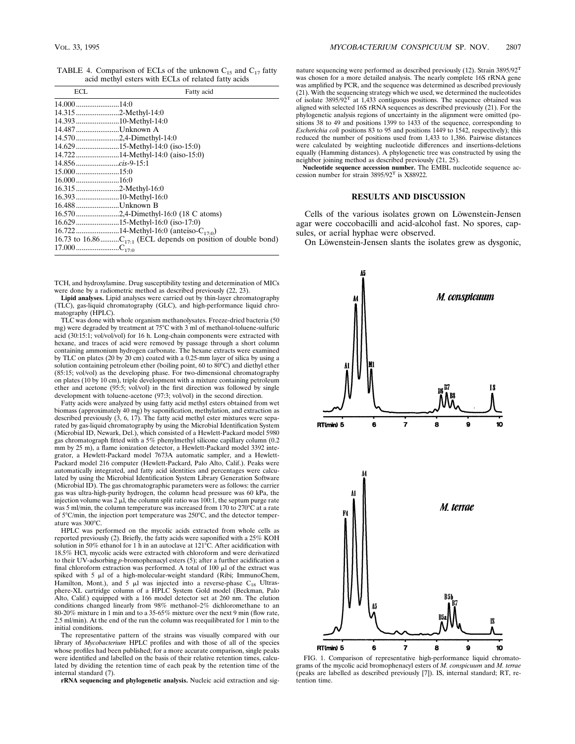TABLE 4. Comparison of ECLs of the unknown $C_{15}$ and $C_{17}$ fatty acid methyl esters with ECLs of related fatty acids

| ECL | Fatty acid |
|---|---|
| 14.000 | 14:0 |
| 14.315 | 2-Methyl-14:0 |
| 14.393 | 10-Methyl-14:0 |
| 14.487 | Unknown A |
| 14.570 | 2,4-Dimethyl-14:0 |
| 14.629 | 15-Methyl-14:0 (iso-15:0) |
| 14.722 | 14-Methyl-14:0 (aiso-15:0) |
| 14.856 | *cis*-9-15:1 |
| 15.000 | 15:0 |
| 16.000 | 16:0 |
| 16.315 | 2-Methyl-16:0 |
| 16.393 | 10-Methyl-16:0 |
| 16.488 | Unknown B |
| 16.570 | 2,4-Dimethyl-16:0 (18 C atoms) |
| 16.629 | 15-Methyl-16:0 (iso-17:0) |
| 16.722 | 14-Methyl-16:0 (anteiso-$C_{17:0}$) |
| 16.73 to 16.86 | $C_{17:1}$ (ECL depends on position of double bond) |
| 17.000 | $C_{17:0}$ |

TCH, and hydroxylamine. Drug susceptibility testing and determination of MICs were done by a radiometric method as described previously (22, 23).

**Lipid analyses.** Lipid analyses were carried out by thin-layer chromatography (TLC), gas-liquid chromatography (GLC), and high-performance liquid chromatography (HPLC).

TLC was done with whole organism methanolysates. Freeze-dried bacteria (50 mg) were degraded by treatment at 75°C with 3 ml of methanol-toluene-sulfuric acid (30:15:1; vol/vol/vol) for 16 h. Long-chain components were extracted with hexane, and traces of acid were removed by passage through a short column containing ammonium hydrogen carbonate. The hexane extracts were examined by TLC on plates (20 by 20 cm) coated with a 0.25-mm layer of silica by using a solution containing petroleum ether (boiling point, 60 to 80°C) and diethyl ether (85:15; vol/vol) as the developing phase. For two-dimensional chromatography on plates (10 by 10 cm), triple development with a mixture containing petroleum ether and acetone (95:5; vol/vol) in the first direction was followed by single development with toluene-acetone (97:3; vol/vol) in the second direction.

Fatty acids were analyzed by using fatty acid methyl esters obtained from wet biomass (approximately 40 mg) by saponification, methylation, and extraction as described previously (3, 6, 17). The fatty acid methyl ester mixtures were separated by gas-liquid chromatography by using the Microbial Identification System (Microbial ID, Newark, Del.), which consisted of a Hewlett-Packard model 5980 gas chromatograph fitted with a 5% phenylmethyl silicone capillary column (0.2 mm by 25 m), a flame ionization detector, a Hewlett-Packard model 3392 integrator, a Hewlett-Packard model 7673A automatic sampler, and a Hewlett-Packard model 216 computer (Hewlett-Packard, Palo Alto, Calif.). Peaks were automatically integrated, and fatty acid identities and percentages were calculated by using the Microbial Identification System Library Generation Software (Microbial ID). The gas chromatographic parameters were as follows: the carrier gas was ultra-high-purity hydrogen, the column head pressure was 60 kPa, the injection volume was 2 μl, the column split ratio was 100:1, the septum purge rate was 5 ml/min, the column temperature was increased from 170 to 270°C at a rate of 5°C/min, the injection port temperature was 250°C, and the detector temperature was 300°C.

HPLC was performed on the mycolic acids extracted from whole cells as reported previously (2). Briefly, the fatty acids were saponified with a 25% KOH solution in 50% ethanol for 1 h in an autoclave at 121°C. After acidification with 18.5% HCl, mycolic acids were extracted with chloroform and were derivatized to their UV-adsorbing *p*-bromophenacyl esters (5); after a further acidification a final chloroform extraction was performed. A total of 100 μl of the extract was spiked with 5 μl of a high-molecular-weight standard (Ribi; ImmunoChem, Hamilton, Mont.), and 5 μl was injected into a reverse-phase $C_{18}$ Ultrasphere-XL cartridge column of a HPLC System Gold model (Beckman, Palo Alto, Calif.) equipped with a 166 model detector set at 260 nm. The elution conditions changed linearly from 98% methanol–2% dichloromethane to an 80-20% mixture in 1 min and to a 35-65% mixture over the next 9 min (flow rate, 2.5 ml/min). At the end of the run the column was reequilibrated for 1 min to the initial conditions.

The representative pattern of the strains was visually compared with our library of *Mycobacterium* HPLC profiles and with those of all of the species whose profiles had been published; for a more accurate comparison, single peaks were identified and labelled on the basis of their relative retention times, calculated by dividing the retention time of each peak by the retention time of the internal standard (7).

**rRNA sequencing and phylogenetic analysis.** Nucleic acid extraction and signature sequencing were performed as described previously (12). Strain 3895/92$^T$ was chosen for a more detailed analysis. The nearly complete 16S rRNA gene was amplified by PCR, and the sequence was determined as described previously (21). With the sequencing strategy which we used, we determined the nucleotides of isolate 3895/92$^T$ at 1,433 contiguous positions. The sequence obtained was aligned with selected 16S rRNA sequences as described previously (21). For the phylogenetic analysis regions of uncertainty in the alignment were omitted (positions 38 to 49 and positions 1399 to 1433 of the sequence, corresponding to *Escherichia coli* positions 83 to 95 and positions 1449 to 1542, respectively); this reduced the number of positions used from 1,433 to 1,386. Pairwise distances were calculated by weighting nucleotide differences and insertions-deletions equally (Hamming distances). A phylogenetic tree was constructed by using the neighbor joining method as described previously (21, 25).

**Nucleotide sequence accession number.** The EMBL nucleotide sequence accession number for strain 3895/92$^T$ is X88922.

## RESULTS AND DISCUSSION

Cells of the various isolates grown on Löwenstein-Jensen agar were coccobacilli and acid-alcohol fast. No spores, capsules, or aerial hyphae were observed.

On Löwenstein-Jensen slants the isolates grew as dysgonic,

FIG. 1. Comparison of representative high-performance liquid chromatograms of the mycolic acid bromophenacyl esters of *M. conspicuum* and *M. terrae* (peaks are labelled as described previously [7]). IS, internal standard; RT, retention time.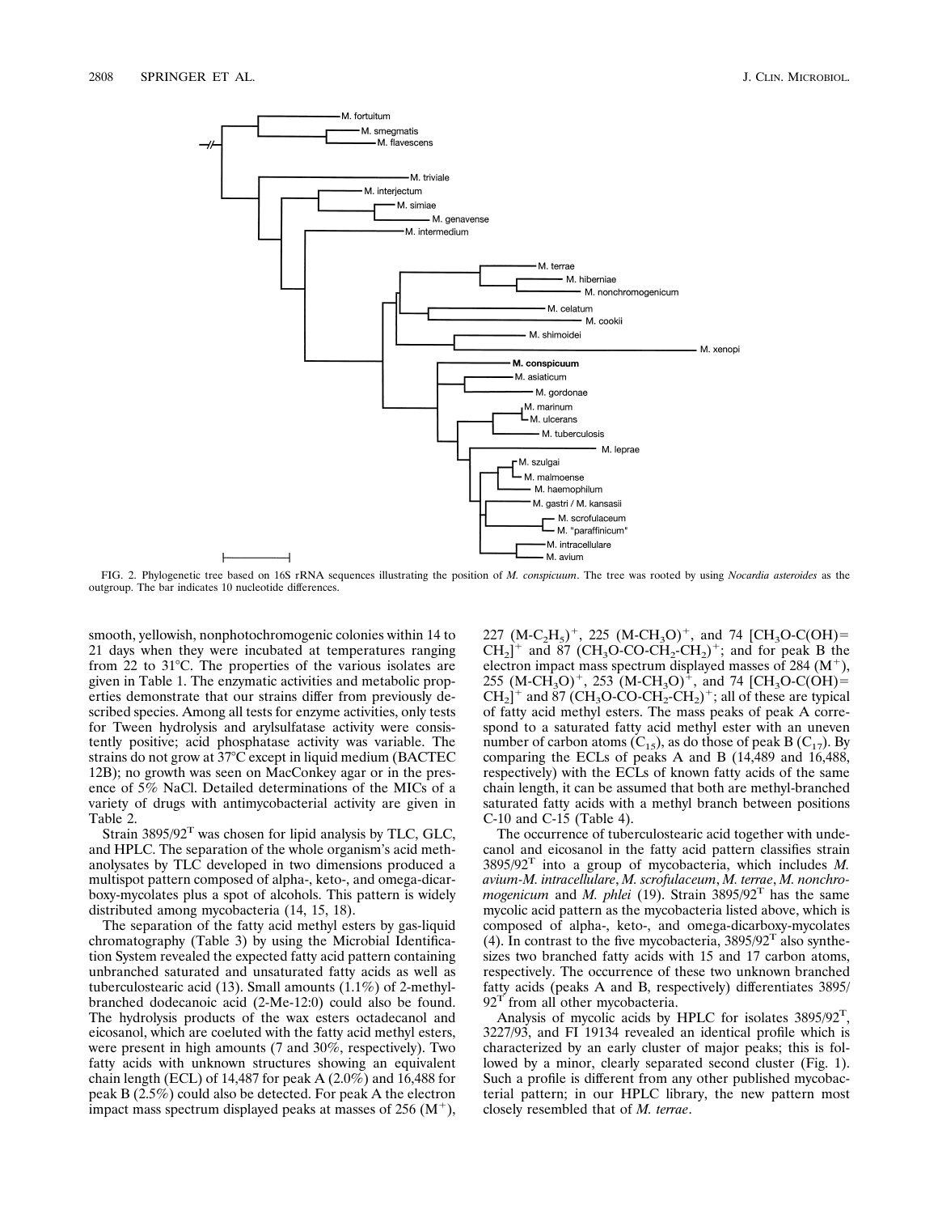FIG. 2. Phylogenetic tree based on 16S rRNA sequences illustrating the position of *M. conspicuum*. The tree was rooted by using *Nocardia asteroides* as the outgroup. The bar indicates 10 nucleotide differences.

smooth, yellowish, nonphotochromogenic colonies within 14 to 21 days when they were incubated at temperatures ranging from 22 to 31°C. The properties of the various isolates are given in Table 1. The enzymatic activities and metabolic properties demonstrate that our strains differ from previously described species. Among all tests for enzyme activities, only tests for Tween hydrolysis and arylsulfatase activity were consistently positive; acid phosphatase activity was variable. The strains do not grow at 37°C except in liquid medium (BACTEC 12B); no growth was seen on MacConkey agar or in the presence of 5% NaCl. Detailed determinations of the MICs of a variety of drugs with antimycobacterial activity are given in Table 2.

Strain 3895/92$^T$ was chosen for lipid analysis by TLC, GLC, and HPLC. The separation of the whole organism's acid methanolysates by TLC developed in two dimensions produced a multispot pattern composed of alpha-, keto-, and omega-dicarboxy-mycolates plus a spot of alcohols. This pattern is widely distributed among mycobacteria (14, 15, 18).

The separation of the fatty acid methyl esters by gas-liquid chromatography (Table 3) by using the Microbial Identification System revealed the expected fatty acid pattern containing unbranched saturated and unsaturated fatty acids as well as tuberculostearic acid (13). Small amounts (1.1%) of 2-methyl-branched dodecanoic acid (2-Me-12:0) could also be found. The hydrolysis products of the wax esters octadecanol and eicosanol, which are coeluted with the fatty acid methyl esters, were present in high amounts (7 and 30%, respectively). Two fatty acids with unknown structures showing an equivalent chain length (ECL) of 14,487 for peak A (2.0%) and 16,488 for peak B (2.5%) could also be detected. For peak A the electron impact mass spectrum displayed peaks at masses of 256 ($M^+$), 227 $(M\text{-}C_2H_5)^+$, 225 $(M\text{-}CH_3O)^+$, and 74 $[CH_3O\text{-}C(OH){=}CH_2]^+$ and 87 $(CH_3O\text{-}CO\text{-}CH_2\text{-}CH_2)^+$; and for peak B the electron impact mass spectrum displayed masses of 284 ($M^+$), 255 $(M\text{-}CH_3O)^+$, 253 $(M\text{-}CH_3O)^+$, and 74 $[CH_3O\text{-}C(OH){=}CH_2]^+$ and 87 $(CH_3O\text{-}CO\text{-}CH_2\text{-}CH_2)^+$; all of these are typical of fatty acid methyl esters. The mass peaks of peak A correspond to a saturated fatty acid methyl ester with an uneven number of carbon atoms ($C_{15}$), as do those of peak B ($C_{17}$). By comparing the ECLs of peaks A and B (14,489 and 16,488, respectively) with the ECLs of known fatty acids of the same chain length, it can be assumed that both are methyl-branched saturated fatty acids with a methyl branch between positions C-10 and C-15 (Table 4).

The occurrence of tuberculostearic acid together with undecanol and eicosanol in the fatty acid pattern classifies strain 3895/92$^T$ into a group of mycobacteria, which includes *M. avium*-*M. intracellulare*, *M. scrofulaceum*, *M. terrae*, *M. nonchromogenicum* and *M. phlei* (19). Strain 3895/92$^T$ has the same mycolic acid pattern as the mycobacteria listed above, which is composed of alpha-, keto-, and omega-dicarboxy-mycolates (4). In contrast to the five mycobacteria, 3895/92$^T$ also synthesizes two branched fatty acids with 15 and 17 carbon atoms, respectively. The occurrence of these two unknown branched fatty acids (peaks A and B, respectively) differentiates 3895/92$^T$ from all other mycobacteria.

Analysis of mycolic acids by HPLC for isolates 3895/92$^T$, 3227/93, and FI 19134 revealed an identical profile which is characterized by an early cluster of major peaks; this is followed by a minor, clearly separated second cluster (Fig. 1). Such a profile is different from any other published mycobacterial pattern; in our HPLC library, the new pattern most closely resembled that of *M. terrae*.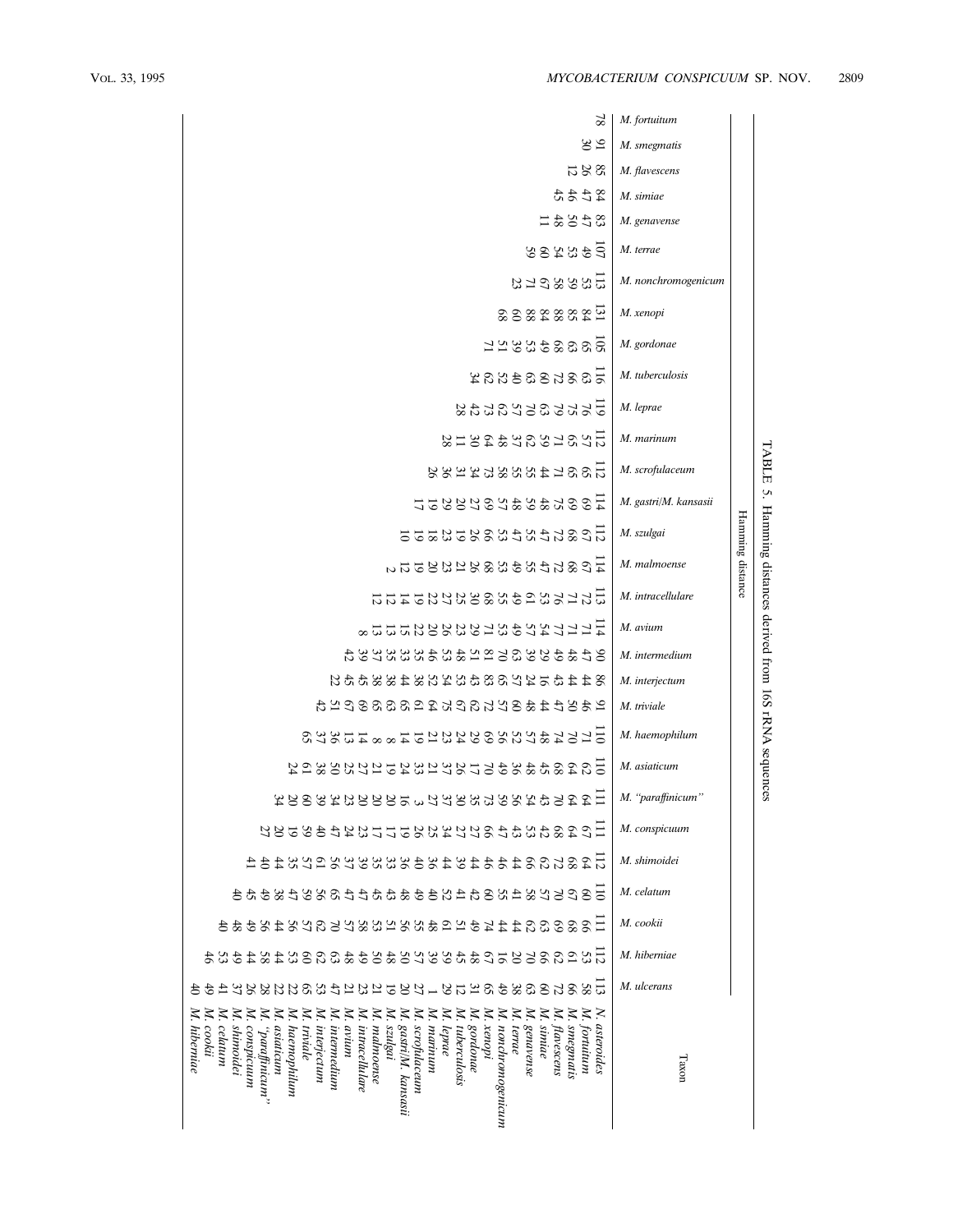TABLE 5. Hamming distances derived from 16S rRNA sequences

| Taxon | *M. fortuitum* | *M. smegmatis* | *M. flavescens* | *M. simiae* | *M. genavense* | *M. terrae* | *M. nonchromogenicum* | *M. xenopi* | *M. gordonae* | *M. tuberculosis* | *M. leprae* | *M. marinum* | *M. scrofulaceum* | *M. gastri*/*M. kansasii* | *M. szulgai* | *M. malmoense* | *M. intracellulare* | *M. avium* | *M. intermedium* | *M. interjectum* | *M. triviale* | *M. haemophilum* | *M. asiaticum* | *M. "paraffinicum"* | *M. conspicuum* | *M. shimoidei* | *M. celatum* | *M. cookii* | *M. hiberniae* | *M. ulcerans* |
|---|---|---|---|---|---|---|---|---|---|---|---|---|---|---|---|---|---|---|---|---|---|---|---|---|---|---|---|---|---|---|
| | Hamming distance | | | | | | | | | | | | | | | | | | | | | | | | | | | | | |
| *N. asteroides* | 78 | 91 | 85 | 84 | 83 | 107 | 113 | 131 | 105 | 116 | 119 | 112 | 112 | 114 | 112 | 114 | 113 | 114 | 90 | 86 | 91 | 110 | 110 | 111 | 111 | 112 | 110 | 111 | 112 | 113 |
| *M. fortuitum* | | 30 | 26 | 47 | 47 | 49 | 53 | 84 | 65 | 63 | 76 | 57 | | | 67 | 67 | 72 | 71 | 47 | 44 | 46 | 71 | 62 | 64 | 67 | 64 | 60 | 66 | 53 | 58 |
| *M. smegmatis* | | | 12 | 46 | 50 | 54 | 59 | 85 | 63 | 66 | 75 | 65 | 65 | 69 | 68 | 68 | 71 | 71 | 48 | 44 | 47 | 70 | 64 | 64 | 64 | 68 | 67 | 68 | 61 | 66 |
| *M. flavescens* | | | | 45 | 48 | 53 | 58 | 88 | 68 | 72 | 79 | 71 | 65 | 75 | 72 | 72 | 76 | 77 | 49 | 43 | 44 | 74 | 68 | 70 | 68 | 72 | 70 | 69 | 62 | 72 |
| *M. simiae* | | | | | 11 | 60 | 67 | 84 | 49 | 60 | 63 | 59 | 71 | 59 | 47 | 47 | 53 | 54 | 39 | 16 | 48 | 48 | 45 | 43 | 42 | 62 | 57 | 62 | 66 | 60 |
| *M. genavense* | | | | | | 59 | 71 | 88 | 53 | 63 | 70 | 62 | 44 | 48 | 55 | 55 | 61 | 57 | 29 | 24 | 60 | 57 | 48 | 54 | 53 | 66 | 58 | 63 | 70 | 63 |
| *M. terrae* | | | | | | | 23 | 60 | 39 | 40 | 57 | 37 | 55 | 48 | 47 | 49 | 49 | 49 | 63 | 57 | 57 | 52 | 36 | 56 | 43 | 44 | 41 | 44 | 20 | 38 |
| *M. nonchromogenicum* | | | | | | | | 68 | 51 | 52 | 62 | 48 | 58 | 57 | 53 | 53 | 55 | 53 | 70 | 65 | 72 | 56 | 49 | 59 | 47 | 46 | 55 | 44 | 16 | 49 |
| *M. xenopi* | | | | | | | | | 71 | 62 | 73 | 64 | 73 | 69 | 66 | 68 | 68 | 71 | 81 | 83 | 62 | 69 | 70 | 73 | 66 | 46 | 60 | 74 | 67 | 65 |
| *M. gordonae* | | | | | | | | | | 34 | 42 | 30 | 34 | 27 | 26 | 26 | 30 | 29 | 51 | 43 | 67 | 29 | 17 | 35 | 27 | 44 | 42 | 49 | 48 | 31 |
| *M. tuberculosis* | | | | | | | | | | | 28 | 11 | 31 | 20 | 19 | 21 | 25 | 23 | 48 | 53 | | 24 | 26 | 30 | 27 | 39 | 41 | 51 | 45 | 12 |
| *M. leprae* | | | | | | | | | | | | 28 | 36 | 29 | 23 | 23 | 27 | 26 | 53 | 54 | 75 | 23 | 37 | 37 | 34 | 44 | 52 | 61 | 59 | 29 |
| *M. marinum* | | | | | | | | | | | | | 26 | 19 | 18 | 20 | 22 | 20 | 35 | 38 | 64 | 21 | 21 | 27 | 25 | 36 | 40 | 48 | 39 | 1 |
| *M. scrofulaceum* | | | | | | | | | | | | | | 17 | 19 | 19 | 19 | 22 | 46 | 52 | 61 | 19 | 33 | 3 | 26 | 40 | 49 | 55 | 57 | 27 |
| *M. gastri*/*M. kansasii* | | | | | | | | | | | | | | | 10 | 12 | 14 | 15 | 33 | 44 | 65 | 14 | 24 | 20 | 19 | 36 | 48 | 56 | 50 | 20 |
| *M. szulgai* | | | | | | | | | | | | | | | | 2 | 12 | 13 | 35 | 38 | 63 | 8 | 19 | 16 | 17 | 33 | 43 | 51 | 48 | 19 |
| *M. malmoense* | | | | | | | | | | | | | | | | | 12 | 13 | 37 | 38 | 65 | 8 | 21 | 20 | 17 | 35 | 45 | 53 | 50 | 21 |
| *M. intracellulare* | | | | | | | | | | | | | | | | | | 8 | 39 | 45 | 69 | 14 | 27 | 20 | 23 | 39 | 47 | 58 | 49 | 23 |
| *M. avium* | | | | | | | | | | | | | | | | | | | 42 | 45 | 67 | 13 | 25 | 23 | 24 | 37 | 47 | 57 | 48 | 21 |
| *M. intermedium* | | | | | | | | | | | | | | | | | | | | 22 | 51 | 36 | 50 | 34 | 47 | 56 | 65 | 70 | 63 | 47 |
| *M. interjectum* | | | | | | | | | | | | | | | | | | | | | 42 | 37 | 38 | 39 | 40 | 61 | 56 | 62 | 62 | 53 |
| *M. triviale* | | | | | | | | | | | | | | | | | | | | | | 65 | 61 | 60 | 59 | 57 | 47 | 57 | 60 | 65 |
| *M. haemophilum* | | | | | | | | | | | | | | | | | | | | | | | 24 | 20 | 19 | 35 | 59 | 56 | 53 | 22 |
| *M. asiaticum* | | | | | | | | | | | | | | | | | | | | | | | | 34 | 20 | 44 | 38 | 44 | 44 | 22 |
| *M. "paraffinicum"* | | | | | | | | | | | | | | | | | | | | | | | | | 27 | 40 | 49 | 56 | 58 | 28 |
| *M. conspicuum* | | | | | | | | | | | | | | | | | | | | | | | | | | 41 | 45 | 49 | 44 | 26 |
| *M. shimoidei* | | | | | | | | | | | | | | | | | | | | | | | | | | | 40 | 48 | 49 | 37 |
| *M. celatum* | | | | | | | | | | | | | | | | | | | | | | | | | | | | 40 | 53 | 41 |
| *M. cookii* | | | | | | | | | | | | | | | | | | | | | | | | | | | | | 46 | 49 |
| *M. hiberniae* | | | | | | | | | | | | | | | | | | | | | | | | | | | | | | 40 |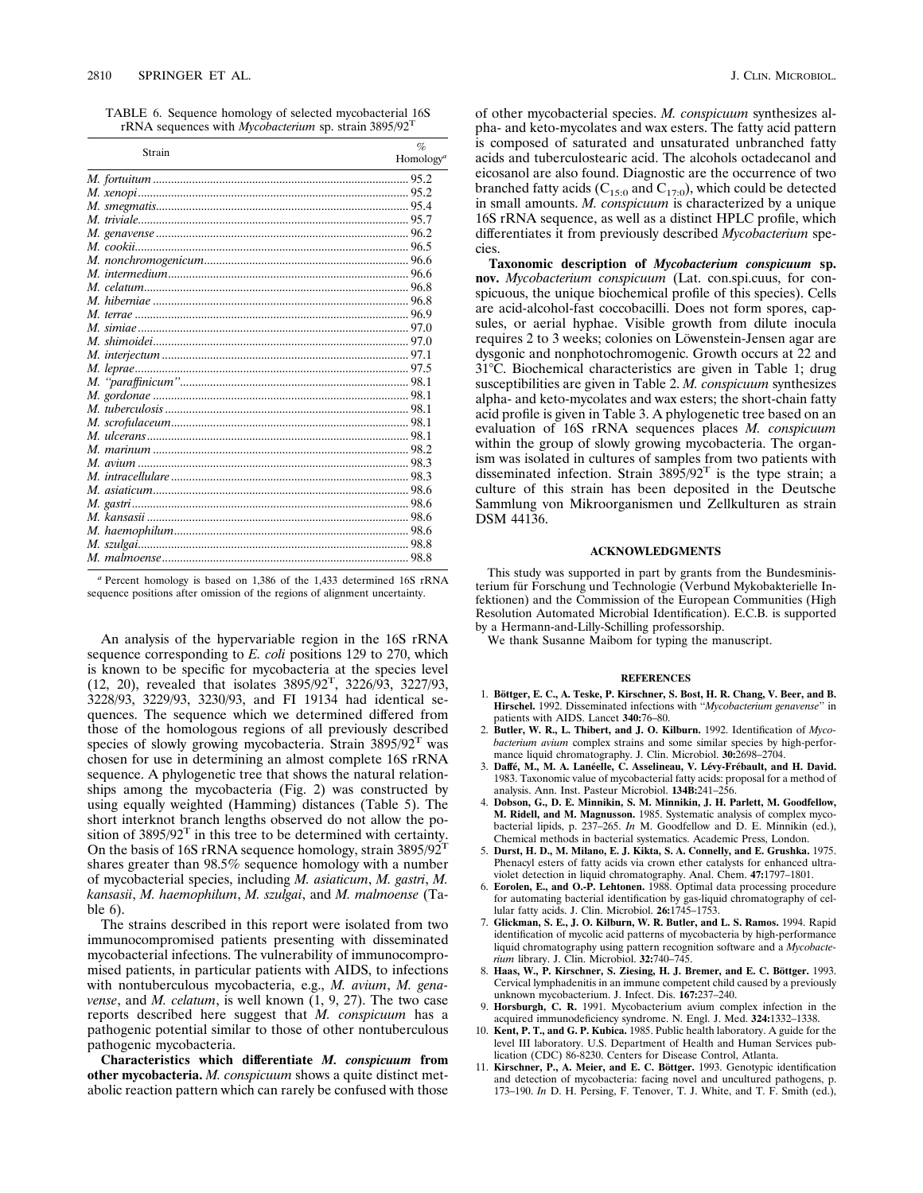TABLE 6. Sequence homology of selected mycobacterial 16S rRNA sequences with *Mycobacterium* sp. strain 3895/92$^T$

| Strain | % Homology[a] |
|---|---|
| *M. fortuitum* | 95.2 |
| *M. xenopi* | 95.2 |
| *M. smegmatis* | 95.4 |
| *M. triviale* | 95.7 |
| *M. genavense* | 96.2 |
| *M. cookii* | 96.5 |
| *M. nonchromogenicum* | 96.6 |
| *M. intermedium* | 96.6 |
| *M. celatum* | 96.8 |
| *M. hiberniae* | 96.8 |
| *M. terrae* | 96.9 |
| *M. simiae* | 97.0 |
| *M. shimoidei* | 97.0 |
| *M. interjectum* | 97.1 |
| *M. leprae* | 97.5 |
| *M. "paraffinicum"* | 98.1 |
| *M. gordonae* | 98.1 |
| *M. tuberculosis* | 98.1 |
| *M. scrofulaceum* | 98.1 |
| *M. ulcerans* | 98.1 |
| *M. marinum* | 98.2 |
| *M. avium* | 98.3 |
| *M. intracellulare* | 98.3 |
| *M. asiaticum* | 98.6 |
| *M. gastri* | 98.6 |
| *M. kansasii* | 98.6 |
| *M. haemophilum* | 98.6 |
| *M. szulgai* | 98.8 |
| *M. malmoense* | 98.8 |

[a] Percent homology is based on 1,386 of the 1,433 determined 16S rRNA sequence positions after omission of the regions of alignment uncertainty.

An analysis of the hypervariable region in the 16S rRNA sequence corresponding to *E. coli* positions 129 to 270, which is known to be specific for mycobacteria at the species level (12, 20), revealed that isolates 3895/92$^T$, 3226/93, 3227/93, 3228/93, 3229/93, 3230/93, and FI 19134 had identical sequences. The sequence which we determined differed from those of the homologous regions of all previously described species of slowly growing mycobacteria. Strain 3895/92$^T$ was chosen for use in determining an almost complete 16S rRNA sequence. A phylogenetic tree that shows the natural relationships among the mycobacteria (Fig. 2) was constructed by using equally weighted (Hamming) distances (Table 5). The short interknot branch lengths observed do not allow the position of 3895/92$^T$ in this tree to be determined with certainty. On the basis of 16S rRNA sequence homology, strain 3895/92$^T$ shares greater than 98.5% sequence homology with a number of mycobacterial species, including *M. asiaticum*, *M. gastri*, *M. kansasii*, *M. haemophilum*, *M. szulgai*, and *M. malmoense* (Table 6).

The strains described in this report were isolated from two immunocompromised patients presenting with disseminated mycobacterial infections. The vulnerability of immunocompromised patients, in particular patients with AIDS, to infections with nontuberculous mycobacteria, e.g., *M. avium*, *M. genavense*, and *M. celatum*, is well known (1, 9, 27). The two case reports described here suggest that *M. conspicuum* has a pathogenic potential similar to those of other nontuberculous pathogenic mycobacteria.

**Characteristics which differentiate *M. conspicuum* from other mycobacteria.** *M. conspicuum* shows a quite distinct metabolic reaction pattern which can rarely be confused with those of other mycobacterial species. *M. conspicuum* synthesizes alpha- and keto-mycolates and wax esters. The fatty acid pattern is composed of saturated and unsaturated unbranched fatty acids and tuberculostearic acid. The alcohols octadecanol and eicosanol are also found. Diagnostic are the occurrence of two branched fatty acids ($C_{15:0}$ and $C_{17:0}$), which could be detected in small amounts. *M. conspicuum* is characterized by a unique 16S rRNA sequence, as well as a distinct HPLC profile, which differentiates it from previously described *Mycobacterium* species.

**Taxonomic description of *Mycobacterium conspicuum* sp. nov.** *Mycobacterium conspicuum* (Lat. con.spi.cuus, for conspicuous, the unique biochemical profile of this species). Cells are acid-alcohol-fast coccobacilli. Does not form spores, capsules, or aerial hyphae. Visible growth from dilute inocula requires 2 to 3 weeks; colonies on Löwenstein-Jensen agar are dysgonic and nonphotochromogenic. Growth occurs at 22 and 31°C. Biochemical characteristics are given in Table 1; drug susceptibilities are given in Table 2. *M. conspicuum* synthesizes alpha- and keto-mycolates and wax esters; the short-chain fatty acid profile is given in Table 3. A phylogenetic tree based on an evaluation of 16S rRNA sequences places *M. conspicuum* within the group of slowly growing mycobacteria. The organism was isolated in cultures of samples from two patients with disseminated infection. Strain 3895/92$^T$ is the type strain; a culture of this strain has been deposited in the Deutsche Sammlung von Mikroorganismen und Zellkulturen as strain DSM 44136.

## ACKNOWLEDGMENTS

This study was supported in part by grants from the Bundesministerium für Forschung und Technologie (Verbund Mykobakterielle Infektionen) and the Commission of the European Communities (High Resolution Automated Microbial Identification). E.C.B. is supported by a Hermann-and-Lilly-Schilling professorship.

We thank Susanne Maibom for typing the manuscript.

## REFERENCES

1. **Böttger, E. C., A. Teske, P. Kirschner, S. Bost, H. R. Chang, V. Beer, and B. Hirschel.** 1992. Disseminated infections with "*Mycobacterium genavense*" in patients with AIDS. Lancet **340:**76–80.
2. **Butler, W. R., L. Thibert, and J. O. Kilburn.** 1992. Identification of *Mycobacterium avium* complex strains and some similar species by high-performance liquid chromatography. J. Clin. Microbiol. **30:**2698–2704.
3. **Daffé, M., M. A. Lanéelle, C. Asselineau, V. Lévy-Frébault, and H. David.** 1983. Taxonomic value of mycobacterial fatty acids: proposal for a method of analysis. Ann. Inst. Pasteur Microbiol. **134B:**241–256.
4. **Dobson, G., D. E. Minnikin, S. M. Minnikin, J. H. Parlett, M. Goodfellow, M. Ridell, and M. Magnusson.** 1985. Systematic analysis of complex mycobacterial lipids, p. 237–265. *In* M. Goodfellow and D. E. Minnikin (ed.), Chemical methods in bacterial systematics. Academic Press, London.
5. **Durst, H. D., M. Milano, E. J. Kikta, S. A. Connelly, and E. Grushka.** 1975. Phenacyl esters of fatty acids via crown ether catalysts for enhanced ultraviolet detection in liquid chromatography. Anal. Chem. **47:**1797–1801.
6. **Eorolen, E., and O.-P. Lehtonen.** 1988. Optimal data processing procedure for automating bacterial identification by gas-liquid chromatography of cellular fatty acids. J. Clin. Microbiol. **26:**1745–1753.
7. **Glickman, S. E., J. O. Kilburn, W. R. Butler, and L. S. Ramos.** 1994. Rapid identification of mycolic acid patterns of mycobacteria by high-performance liquid chromatography using pattern recognition software and a *Mycobacterium* library. J. Clin. Microbiol. **32:**740–745.
8. **Haas, W., P. Kirschner, S. Ziesing, H. J. Bremer, and E. C. Böttger.** 1993. Cervical lymphadenitis in an immune competent child caused by a previously unknown mycobacterium. J. Infect. Dis. **167:**237–240.
9. **Horsburgh, C. R.** 1991. Mycobacterium avium complex infection in the acquired immunodeficiency syndrome. N. Engl. J. Med. **324:**1332–1338.
10. **Kent, P. T., and G. P. Kubica.** 1985. Public health laboratory. A guide for the level III laboratory. U.S. Department of Health and Human Services publication (CDC) 86-8230. Centers for Disease Control, Atlanta.
11. **Kirschner, P., A. Meier, and E. C. Böttger.** 1993. Genotypic identification and detection of mycobacteria: facing novel and uncultured pathogens, p. 173–190. *In* D. H. Persing, F. Tenover, T. J. White, and T. F. Smith (ed.),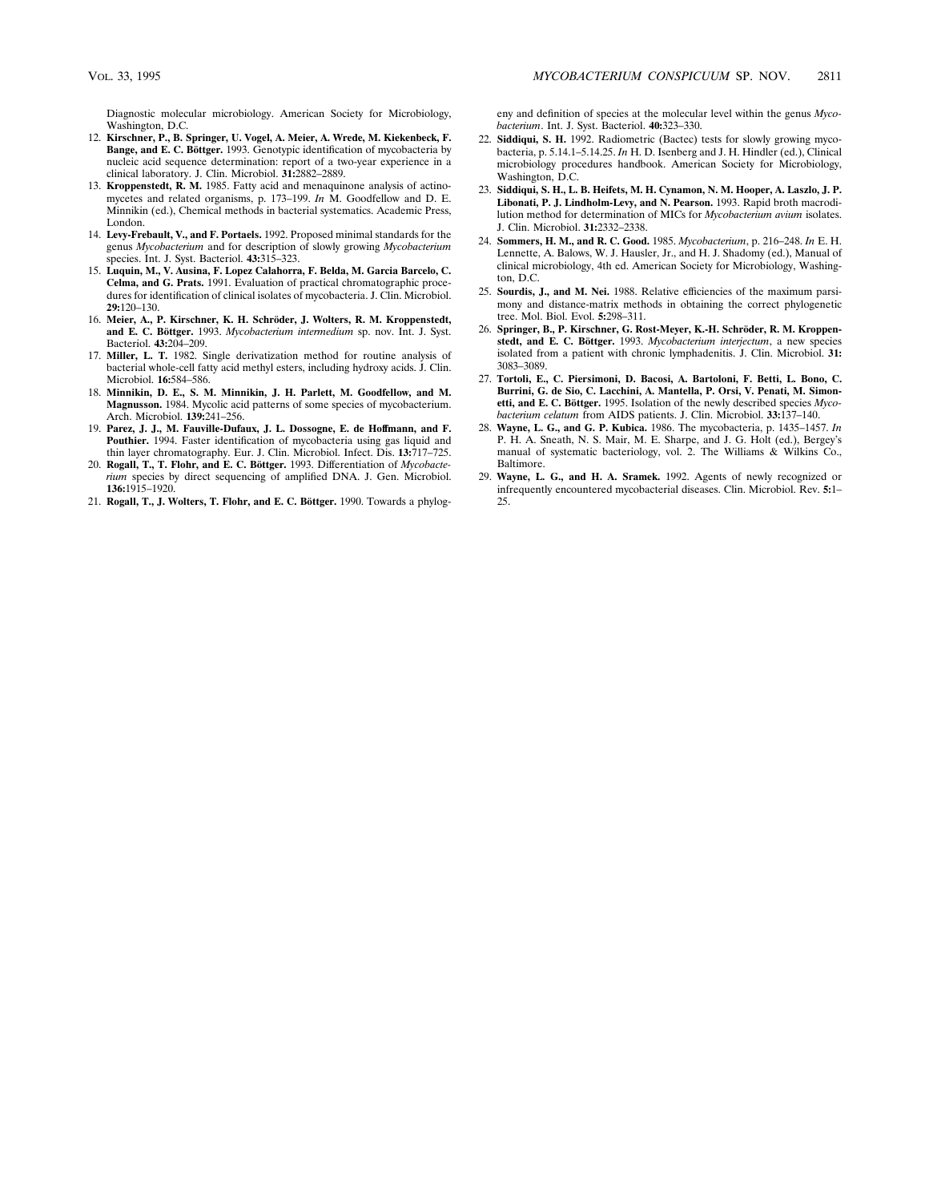Diagnostic molecular microbiology. American Society for Microbiology, Washington, D.C.

12. **Kirschner, P., B. Springer, U. Vogel, A. Meier, A. Wrede, M. Kiekenbeck, F. Bange, and E. C. Böttger.** 1993. Genotypic identification of mycobacteria by nucleic acid sequence determination: report of a two-year experience in a clinical laboratory. J. Clin. Microbiol. **31:**2882–2889.
13. **Kroppenstedt, R. M.** 1985. Fatty acid and menaquinone analysis of actinomycetes and related organisms, p. 173–199. *In* M. Goodfellow and D. E. Minnikin (ed.), Chemical methods in bacterial systematics. Academic Press, London.
14. **Levy-Frebault, V., and F. Portaels.** 1992. Proposed minimal standards for the genus *Mycobacterium* and for description of slowly growing *Mycobacterium* species. Int. J. Syst. Bacteriol. **43:**315–323.
15. **Luquin, M., V. Ausina, F. Lopez Calahorra, F. Belda, M. Garcia Barcelo, C. Celma, and G. Prats.** 1991. Evaluation of practical chromatographic procedures for identification of clinical isolates of mycobacteria. J. Clin. Microbiol. **29:**120–130.
16. **Meier, A., P. Kirschner, K. H. Schröder, J. Wolters, R. M. Kroppenstedt, and E. C. Böttger.** 1993. *Mycobacterium intermedium* sp. nov. Int. J. Syst. Bacteriol. **43:**204–209.
17. **Miller, L. T.** 1982. Single derivatization method for routine analysis of bacterial whole-cell fatty acid methyl esters, including hydroxy acids. J. Clin. Microbiol. **16:**584–586.
18. **Minnikin, D. E., S. M. Minnikin, J. H. Parlett, M. Goodfellow, and M. Magnusson.** 1984. Mycolic acid patterns of some species of mycobacterium. Arch. Microbiol. **139:**241–256.
19. **Parez, J. J., M. Fauville-Dufaux, J. L. Dossogne, E. de Hoffmann, and F. Pouthier.** 1994. Faster identification of mycobacteria using gas liquid and thin layer chromatography. Eur. J. Clin. Microbiol. Infect. Dis. **13:**717–725.
20. **Rogall, T., T. Flohr, and E. C. Böttger.** 1993. Differentiation of *Mycobacterium* species by direct sequencing of amplified DNA. J. Gen. Microbiol. **136:**1915–1920.
21. **Rogall, T., J. Wolters, T. Flohr, and E. C. Böttger.** 1990. Towards a phylogeny and definition of species at the molecular level within the genus *Mycobacterium*. Int. J. Syst. Bacteriol. **40:**323–330.
22. **Siddiqui, S. H.** 1992. Radiometric (Bactec) tests for slowly growing mycobacteria, p. 5.14.1–5.14.25. *In* H. D. Isenberg and J. H. Hindler (ed.), Clinical microbiology procedures handbook. American Society for Microbiology, Washington, D.C.
23. **Siddiqui, S. H., L. B. Heifets, M. H. Cynamon, N. M. Hooper, A. Laszlo, J. P. Libonati, P. J. Lindholm-Levy, and N. Pearson.** 1993. Rapid broth macrodilution method for determination of MICs for *Mycobacterium avium* isolates. J. Clin. Microbiol. **31:**2332–2338.
24. **Sommers, H. M., and R. C. Good.** 1985. *Mycobacterium*, p. 216–248. *In* E. H. Lennette, A. Balows, W. J. Hausler, Jr., and H. J. Shadomy (ed.), Manual of clinical microbiology, 4th ed. American Society for Microbiology, Washington, D.C.
25. **Sourdis, J., and M. Nei.** 1988. Relative efficiencies of the maximum parsimony and distance-matrix methods in obtaining the correct phylogenetic tree. Mol. Biol. Evol. **5:**298–311.
26. **Springer, B., P. Kirschner, G. Rost-Meyer, K.-H. Schröder, R. M. Kroppenstedt, and E. C. Böttger.** 1993. *Mycobacterium interjectum*, a new species isolated from a patient with chronic lymphadenitis. J. Clin. Microbiol. **31:**3083–3089.
27. **Tortoli, E., C. Piersimoni, D. Bacosi, A. Bartoloni, F. Betti, L. Bono, C. Burrini, G. de Sio, C. Lacchini, A. Mantella, P. Orsi, V. Penati, M. Simonetti, and E. C. Böttger.** 1995. Isolation of the newly described species *Mycobacterium celatum* from AIDS patients. J. Clin. Microbiol. **33:**137–140.
28. **Wayne, L. G., and G. P. Kubica.** 1986. The mycobacteria, p. 1435–1457. *In* P. H. A. Sneath, N. S. Mair, M. E. Sharpe, and J. G. Holt (ed.), Bergey's manual of systematic bacteriology, vol. 2. The Williams & Wilkins Co., Baltimore.
29. **Wayne, L. G., and H. A. Sramek.** 1992. Agents of newly recognized or infrequently encountered mycobacterial diseases. Clin. Microbiol. Rev. **5:**1–25.